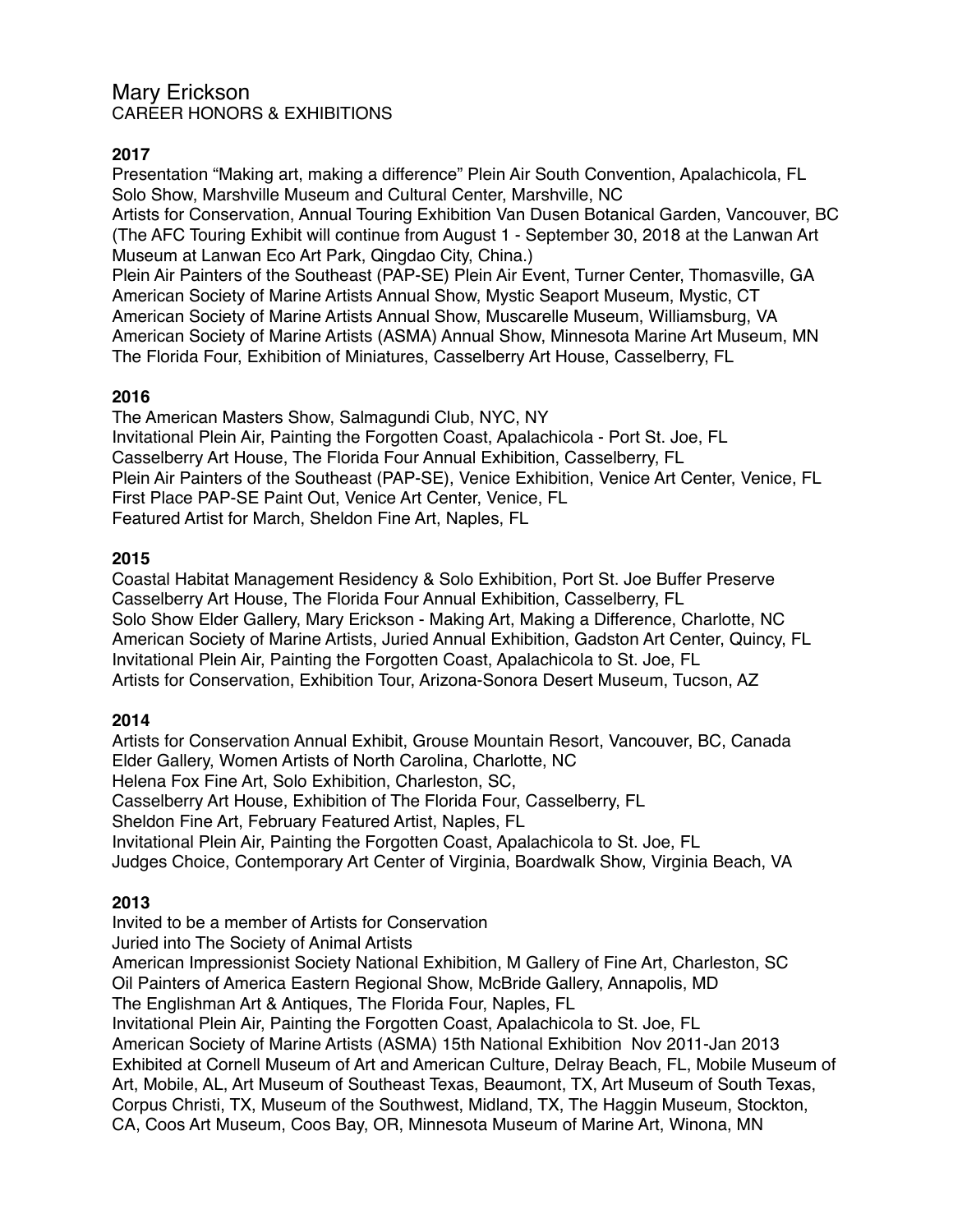# Mary Erickson

CAREER HONORS & EXHIBITIONS

### 2017

Presentation “Making art, making a difference” Plein Air South Convention, Apalachicola, FL
Solo Show, Marshville Museum and Cultural Center, Marshville, NC
Artists for Conservation, Annual Touring Exhibition Van Dusen Botanical Garden, Vancouver, BC (The AFC Touring Exhibit will continue from August 1 - September 30, 2018 at the Lanwan Art Museum at Lanwan Eco Art Park, Qingdao City, China.)
Plein Air Painters of the Southeast (PAP-SE) Plein Air Event, Turner Center, Thomasville, GA
American Society of Marine Artists Annual Show, Mystic Seaport Museum, Mystic, CT
American Society of Marine Artists Annual Show, Muscarelle Museum, Williamsburg, VA
American Society of Marine Artists (ASMA) Annual Show, Minnesota Marine Art Museum, MN
The Florida Four, Exhibition of Miniatures, Casselberry Art House, Casselberry, FL

### 2016

The American Masters Show, Salmagundi Club, NYC, NY
Invitational Plein Air, Painting the Forgotten Coast, Apalachicola - Port St. Joe, FL
Casselberry Art House, The Florida Four Annual Exhibition, Casselberry, FL
Plein Air Painters of the Southeast (PAP-SE), Venice Exhibition, Venice Art Center, Venice, FL
First Place PAP-SE Paint Out, Venice Art Center, Venice, FL
Featured Artist for March, Sheldon Fine Art, Naples, FL

### 2015

Coastal Habitat Management Residency & Solo Exhibition, Port St. Joe Buffer Preserve
Casselberry Art House, The Florida Four Annual Exhibition, Casselberry, FL
Solo Show Elder Gallery, Mary Erickson - Making Art, Making a Difference, Charlotte, NC
American Society of Marine Artists, Juried Annual Exhibition, Gadston Art Center, Quincy, FL
Invitational Plein Air, Painting the Forgotten Coast, Apalachicola to St. Joe, FL
Artists for Conservation, Exhibition Tour, Arizona-Sonora Desert Museum, Tucson, AZ

### 2014

Artists for Conservation Annual Exhibit, Grouse Mountain Resort, Vancouver, BC, Canada
Elder Gallery, Women Artists of North Carolina, Charlotte, NC
Helena Fox Fine Art, Solo Exhibition, Charleston, SC,
Casselberry Art House, Exhibition of The Florida Four, Casselberry, FL
Sheldon Fine Art, February Featured Artist, Naples, FL
Invitational Plein Air, Painting the Forgotten Coast, Apalachicola to St. Joe, FL
Judges Choice, Contemporary Art Center of Virginia, Boardwalk Show, Virginia Beach, VA

### 2013

Invited to be a member of Artists for Conservation
Juried into The Society of Animal Artists
American Impressionist Society National Exhibition, M Gallery of Fine Art, Charleston, SC
Oil Painters of America Eastern Regional Show, McBride Gallery, Annapolis, MD
The Englishman Art & Antiques, The Florida Four, Naples, FL
Invitational Plein Air, Painting the Forgotten Coast, Apalachicola to St. Joe, FL
American Society of Marine Artists (ASMA) 15th National Exhibition Nov 2011-Jan 2013 Exhibited at Cornell Museum of Art and American Culture, Delray Beach, FL, Mobile Museum of Art, Mobile, AL, Art Museum of Southeast Texas, Beaumont, TX, Art Museum of South Texas, Corpus Christi, TX, Museum of the Southwest, Midland, TX, The Haggin Museum, Stockton, CA, Coos Art Museum, Coos Bay, OR, Minnesota Museum of Marine Art, Winona, MN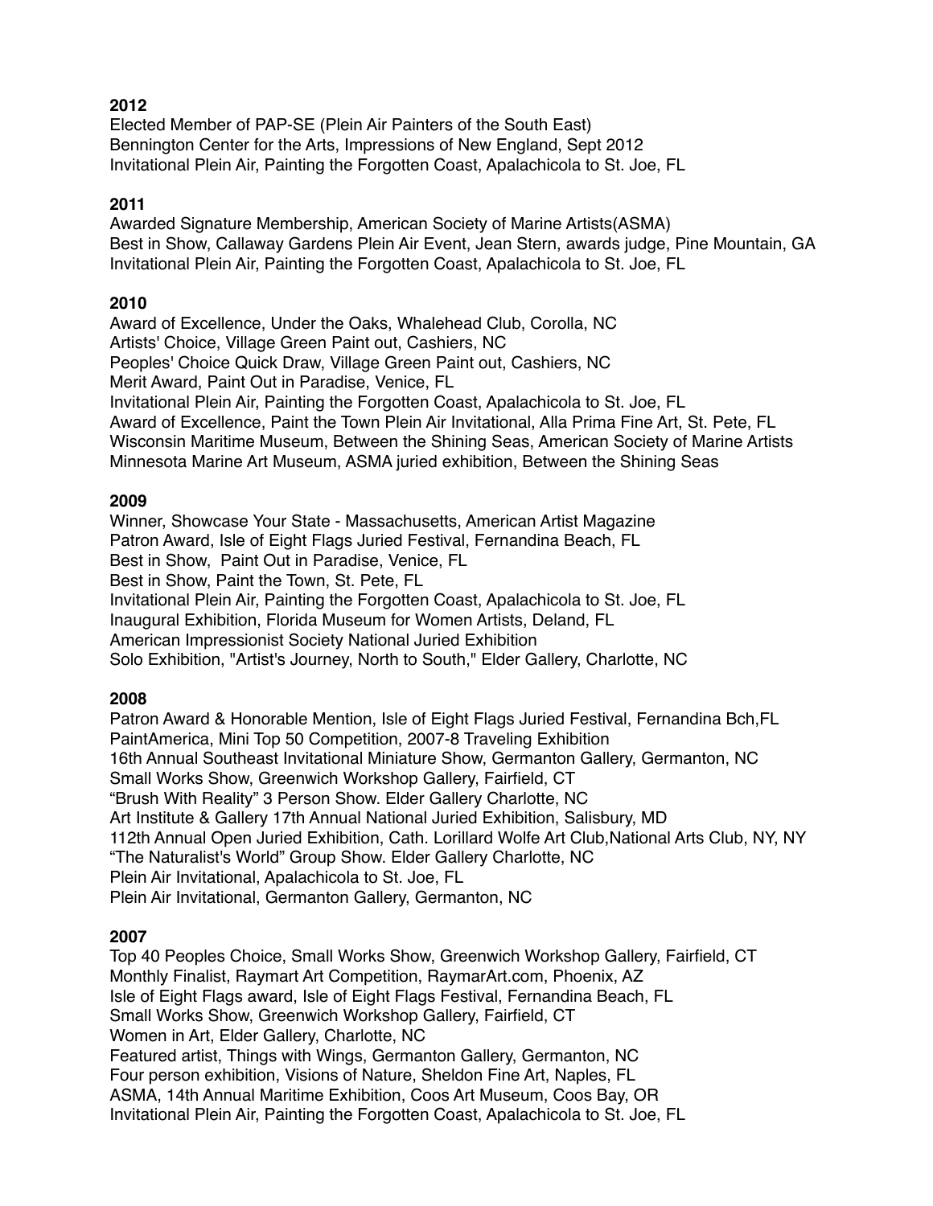**2012**
Elected Member of PAP-SE (Plein Air Painters of the South East)
Bennington Center for the Arts, Impressions of New England, Sept 2012
Invitational Plein Air, Painting the Forgotten Coast, Apalachicola to St. Joe, FL

**2011**
Awarded Signature Membership, American Society of Marine Artists(ASMA)
Best in Show, Callaway Gardens Plein Air Event, Jean Stern, awards judge, Pine Mountain, GA
Invitational Plein Air, Painting the Forgotten Coast, Apalachicola to St. Joe, FL

**2010**
Award of Excellence, Under the Oaks, Whalehead Club, Corolla, NC
Artists' Choice, Village Green Paint out, Cashiers, NC
Peoples' Choice Quick Draw, Village Green Paint out, Cashiers, NC
Merit Award, Paint Out in Paradise, Venice, FL
Invitational Plein Air, Painting the Forgotten Coast, Apalachicola to St. Joe, FL
Award of Excellence, Paint the Town Plein Air Invitational, Alla Prima Fine Art, St. Pete, FL
Wisconsin Maritime Museum, Between the Shining Seas, American Society of Marine Artists
Minnesota Marine Art Museum, ASMA juried exhibition, Between the Shining Seas

**2009**
Winner, Showcase Your State - Massachusetts, American Artist Magazine
Patron Award, Isle of Eight Flags Juried Festival, Fernandina Beach, FL
Best in Show, Paint Out in Paradise, Venice, FL
Best in Show, Paint the Town, St. Pete, FL
Invitational Plein Air, Painting the Forgotten Coast, Apalachicola to St. Joe, FL
Inaugural Exhibition, Florida Museum for Women Artists, Deland, FL
American Impressionist Society National Juried Exhibition
Solo Exhibition, "Artist's Journey, North to South," Elder Gallery, Charlotte, NC

**2008**
Patron Award & Honorable Mention, Isle of Eight Flags Juried Festival, Fernandina Bch,FL
PaintAmerica, Mini Top 50 Competition, 2007-8 Traveling Exhibition
16th Annual Southeast Invitational Miniature Show, Germanton Gallery, Germanton, NC
Small Works Show, Greenwich Workshop Gallery, Fairfield, CT
"Brush With Reality" 3 Person Show. Elder Gallery Charlotte, NC
Art Institute & Gallery 17th Annual National Juried Exhibition, Salisbury, MD
112th Annual Open Juried Exhibition, Cath. Lorillard Wolfe Art Club,National Arts Club, NY, NY
"The Naturalist's World" Group Show. Elder Gallery Charlotte, NC
Plein Air Invitational, Apalachicola to St. Joe, FL
Plein Air Invitational, Germanton Gallery, Germanton, NC

**2007**
Top 40 Peoples Choice, Small Works Show, Greenwich Workshop Gallery, Fairfield, CT
Monthly Finalist, Raymart Art Competition, RaymarArt.com, Phoenix, AZ
Isle of Eight Flags award, Isle of Eight Flags Festival, Fernandina Beach, FL
Small Works Show, Greenwich Workshop Gallery, Fairfield, CT
Women in Art, Elder Gallery, Charlotte, NC
Featured artist, Things with Wings, Germanton Gallery, Germanton, NC
Four person exhibition, Visions of Nature, Sheldon Fine Art, Naples, FL
ASMA, 14th Annual Maritime Exhibition, Coos Art Museum, Coos Bay, OR
Invitational Plein Air, Painting the Forgotten Coast, Apalachicola to St. Joe, FL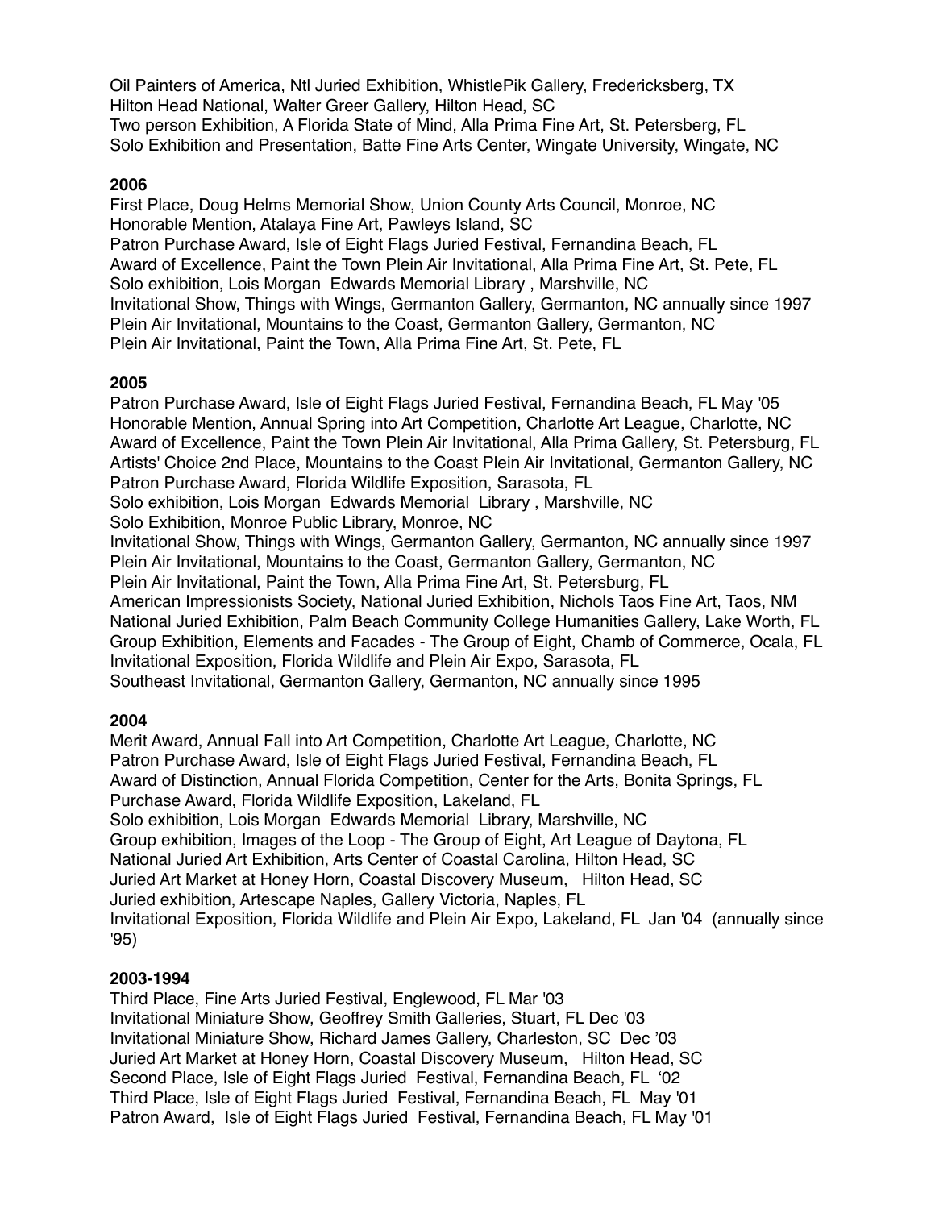Oil Painters of America, Ntl Juried Exhibition, WhistlePik Gallery, Fredericksberg, TX
Hilton Head National, Walter Greer Gallery, Hilton Head, SC
Two person Exhibition, A Florida State of Mind, Alla Prima Fine Art, St. Petersberg, FL
Solo Exhibition and Presentation, Batte Fine Arts Center, Wingate University, Wingate, NC

**2006**

First Place, Doug Helms Memorial Show, Union County Arts Council, Monroe, NC
Honorable Mention, Atalaya Fine Art, Pawleys Island, SC
Patron Purchase Award, Isle of Eight Flags Juried Festival, Fernandina Beach, FL
Award of Excellence, Paint the Town Plein Air Invitational, Alla Prima Fine Art, St. Pete, FL
Solo exhibition, Lois Morgan Edwards Memorial Library , Marshville, NC
Invitational Show, Things with Wings, Germanton Gallery, Germanton, NC annually since 1997
Plein Air Invitational, Mountains to the Coast, Germanton Gallery, Germanton, NC
Plein Air Invitational, Paint the Town, Alla Prima Fine Art, St. Pete, FL

**2005**

Patron Purchase Award, Isle of Eight Flags Juried Festival, Fernandina Beach, FL May '05
Honorable Mention, Annual Spring into Art Competition, Charlotte Art League, Charlotte, NC
Award of Excellence, Paint the Town Plein Air Invitational, Alla Prima Gallery, St. Petersburg, FL
Artists' Choice 2nd Place, Mountains to the Coast Plein Air Invitational, Germanton Gallery, NC
Patron Purchase Award, Florida Wildlife Exposition, Sarasota, FL
Solo exhibition, Lois Morgan Edwards Memorial Library , Marshville, NC
Solo Exhibition, Monroe Public Library, Monroe, NC
Invitational Show, Things with Wings, Germanton Gallery, Germanton, NC annually since 1997
Plein Air Invitational, Mountains to the Coast, Germanton Gallery, Germanton, NC
Plein Air Invitational, Paint the Town, Alla Prima Fine Art, St. Petersburg, FL
American Impressionists Society, National Juried Exhibition, Nichols Taos Fine Art, Taos, NM
National Juried Exhibition, Palm Beach Community College Humanities Gallery, Lake Worth, FL
Group Exhibition, Elements and Facades - The Group of Eight, Chamb of Commerce, Ocala, FL
Invitational Exposition, Florida Wildlife and Plein Air Expo, Sarasota, FL
Southeast Invitational, Germanton Gallery, Germanton, NC annually since 1995

**2004**

Merit Award, Annual Fall into Art Competition, Charlotte Art League, Charlotte, NC
Patron Purchase Award, Isle of Eight Flags Juried Festival, Fernandina Beach, FL
Award of Distinction, Annual Florida Competition, Center for the Arts, Bonita Springs, FL
Purchase Award, Florida Wildlife Exposition, Lakeland, FL
Solo exhibition, Lois Morgan Edwards Memorial Library, Marshville, NC
Group exhibition, Images of the Loop - The Group of Eight, Art League of Daytona, FL
National Juried Art Exhibition, Arts Center of Coastal Carolina, Hilton Head, SC
Juried Art Market at Honey Horn, Coastal Discovery Museum, Hilton Head, SC
Juried exhibition, Artescape Naples, Gallery Victoria, Naples, FL
Invitational Exposition, Florida Wildlife and Plein Air Expo, Lakeland, FL Jan '04 (annually since '95)

**2003-1994**

Third Place, Fine Arts Juried Festival, Englewood, FL Mar '03
Invitational Miniature Show, Geoffrey Smith Galleries, Stuart, FL Dec '03
Invitational Miniature Show, Richard James Gallery, Charleston, SC Dec '03
Juried Art Market at Honey Horn, Coastal Discovery Museum, Hilton Head, SC
Second Place, Isle of Eight Flags Juried Festival, Fernandina Beach, FL '02
Third Place, Isle of Eight Flags Juried Festival, Fernandina Beach, FL May '01
Patron Award, Isle of Eight Flags Juried Festival, Fernandina Beach, FL May '01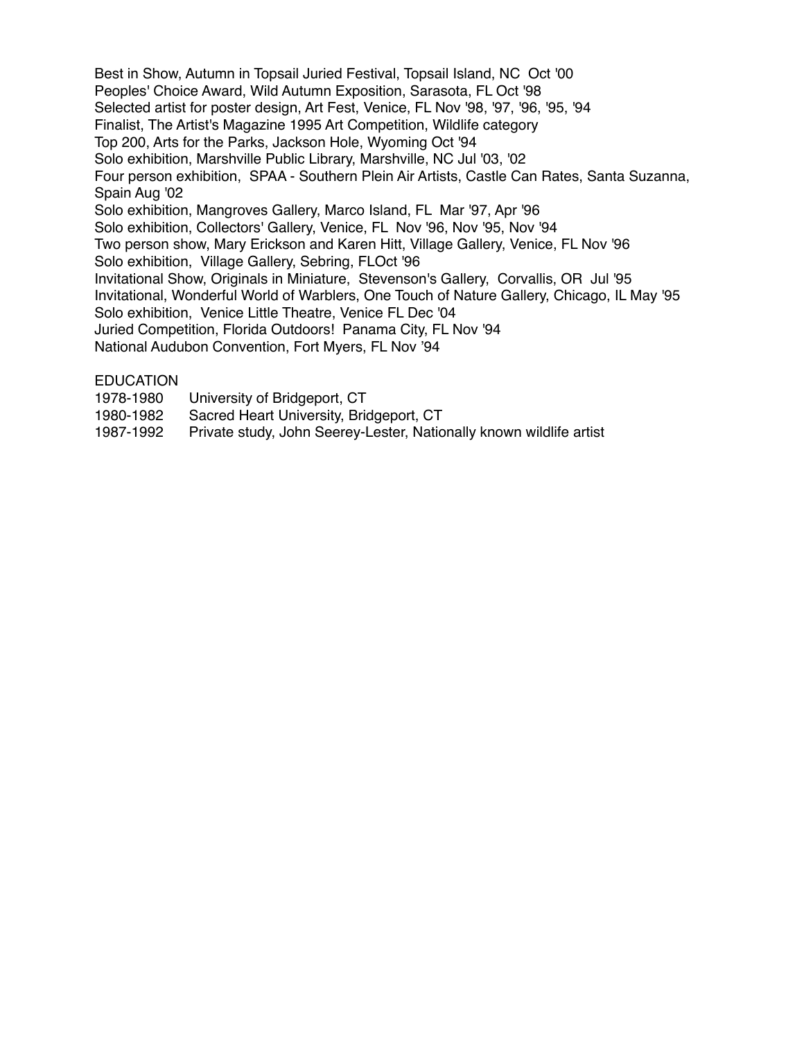Best in Show, Autumn in Topsail Juried Festival, Topsail Island, NC Oct '00
Peoples' Choice Award, Wild Autumn Exposition, Sarasota, FL Oct '98
Selected artist for poster design, Art Fest, Venice, FL Nov '98, '97, '96, '95, '94
Finalist, The Artist's Magazine 1995 Art Competition, Wildlife category
Top 200, Arts for the Parks, Jackson Hole, Wyoming Oct '94
Solo exhibition, Marshville Public Library, Marshville, NC Jul '03, '02
Four person exhibition, SPAA - Southern Plein Air Artists, Castle Can Rates, Santa Suzanna, Spain Aug '02
Solo exhibition, Mangroves Gallery, Marco Island, FL Mar '97, Apr '96
Solo exhibition, Collectors' Gallery, Venice, FL Nov '96, Nov '95, Nov '94
Two person show, Mary Erickson and Karen Hitt, Village Gallery, Venice, FL Nov '96
Solo exhibition, Village Gallery, Sebring, FLOct '96
Invitational Show, Originals in Miniature, Stevenson's Gallery, Corvallis, OR Jul '95
Invitational, Wonderful World of Warblers, One Touch of Nature Gallery, Chicago, IL May '95
Solo exhibition, Venice Little Theatre, Venice FL Dec '04
Juried Competition, Florida Outdoors! Panama City, FL Nov '94
National Audubon Convention, Fort Myers, FL Nov '94

EDUCATION

1978-1980 University of Bridgeport, CT
1980-1982 Sacred Heart University, Bridgeport, CT
1987-1992 Private study, John Seerey-Lester, Nationally known wildlife artist